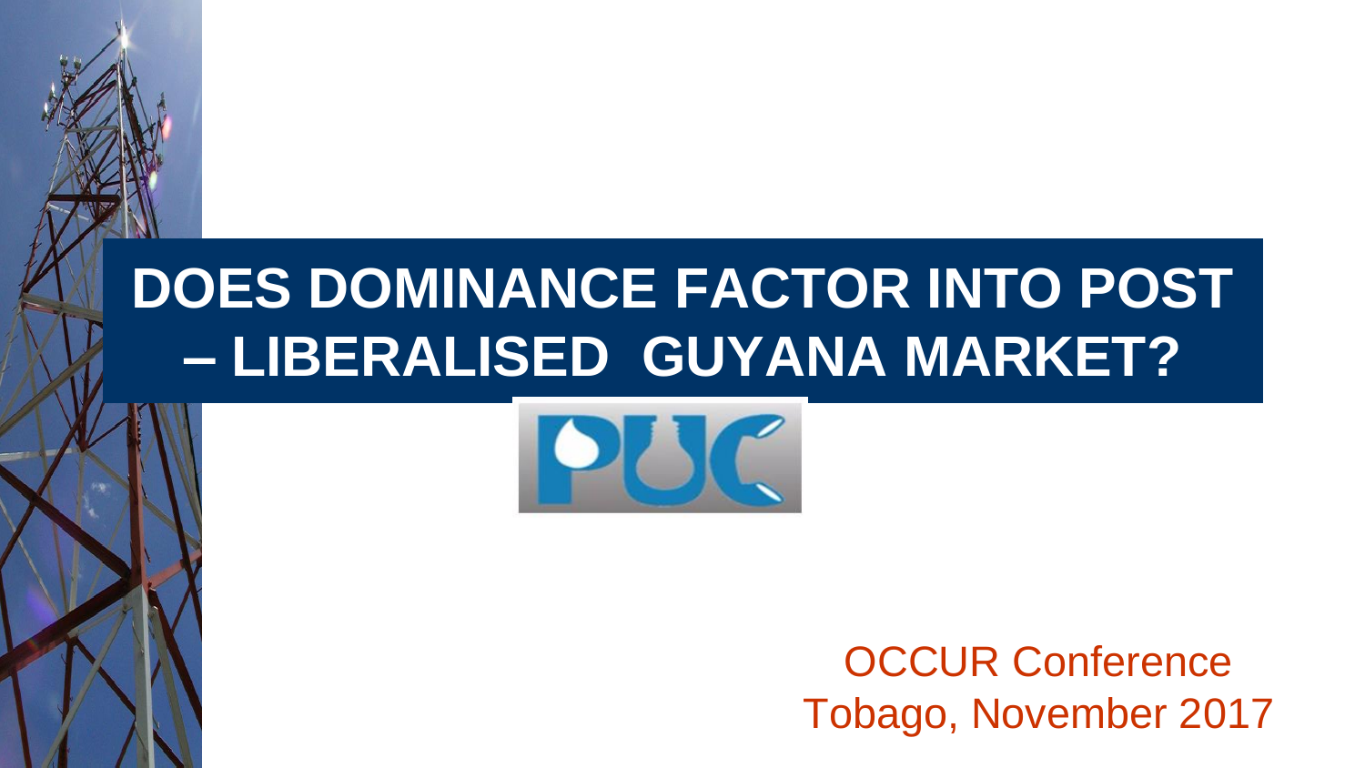# DOES DOMINANCE FACTOR INTO POST – LIBERALISED GUYANA MARKET?

OCCUR Conference
Tobago, November 2017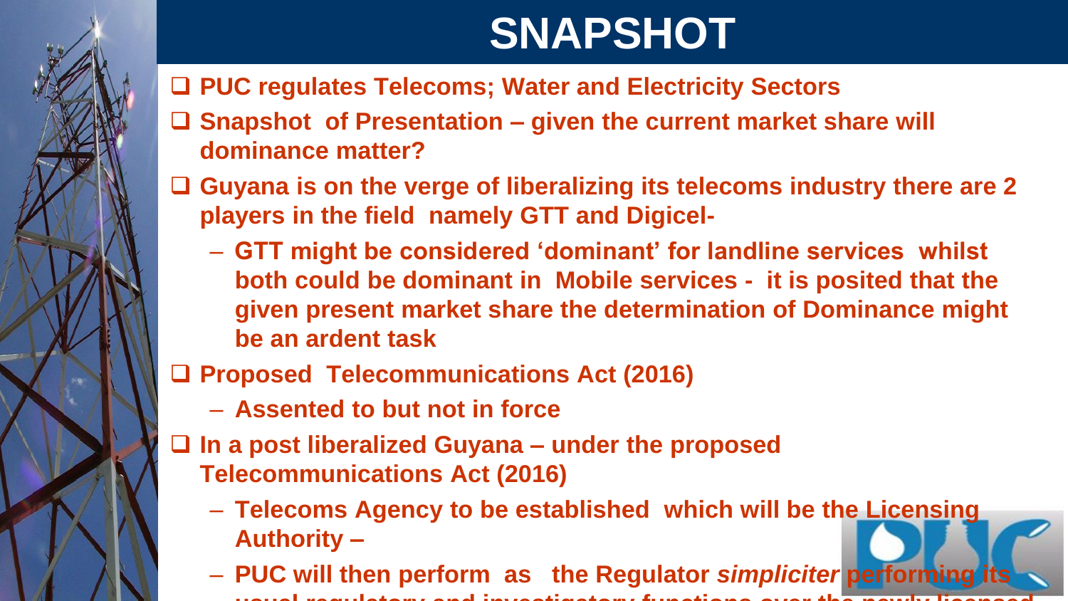# SNAPSHOT

- PUC regulates Telecoms; Water and Electricity Sectors
- Snapshot of Presentation – given the current market share will dominance matter?
- Guyana is on the verge of liberalizing its telecoms industry there are 2 players in the field namely GTT and Digicel-
  - GTT might be considered 'dominant' for landline services whilst both could be dominant in Mobile services - it is posited that the given present market share the determination of Dominance might be an ardent task
- Proposed Telecommunications Act (2016)
  - Assented to but not in force
- In a post liberalized Guyana – under the proposed Telecommunications Act (2016)
  - Telecoms Agency to be established which will be the Licensing Authority –
  - PUC will then perform as the Regulator *simpliciter* performing its usual regulatory and investigatory functions over the newly licensed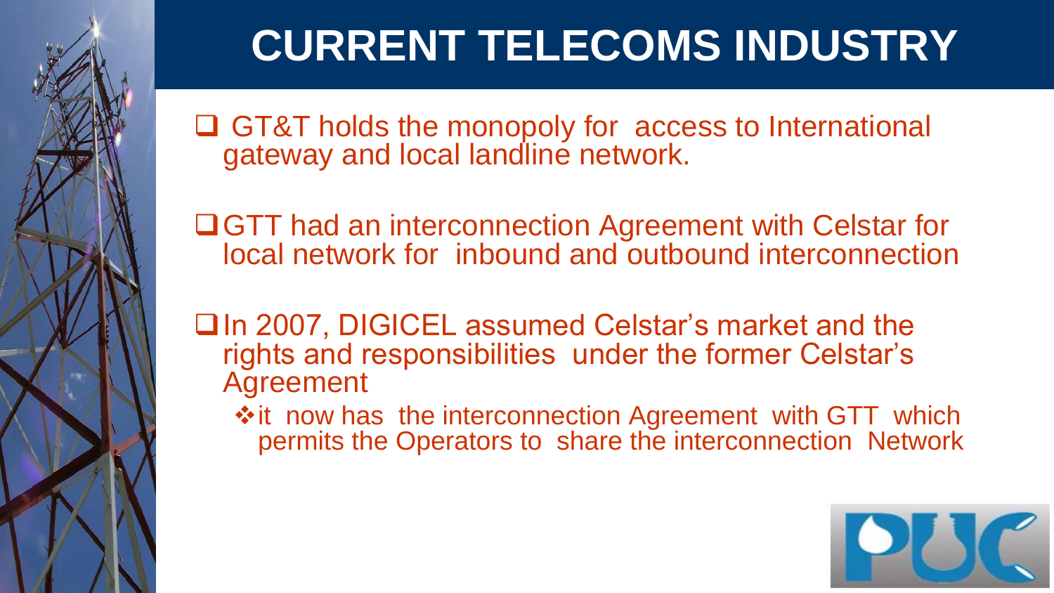# CURRENT TELECOMS INDUSTRY

- GT&T holds the monopoly for access to International gateway and local landline network.

- GTT had an interconnection Agreement with Celstar for local network for inbound and outbound interconnection

- In 2007, DIGICEL assumed Celstar's market and the rights and responsibilities under the former Celstar's Agreement
  - it now has the interconnection Agreement with GTT which permits the Operators to share the interconnection Network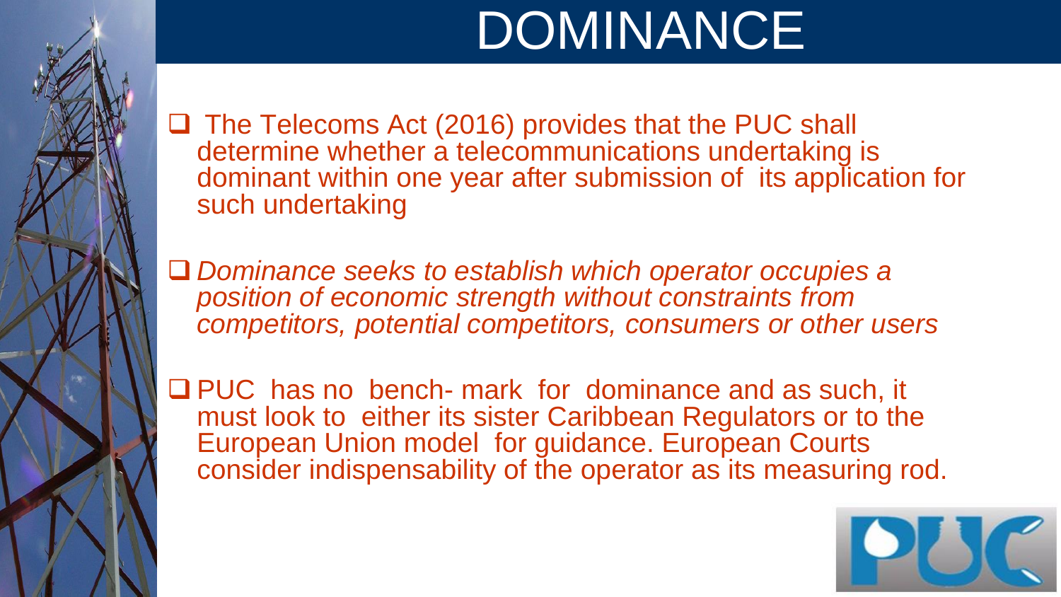# DOMINANCE

- The Telecoms Act (2016) provides that the PUC shall determine whether a telecommunications undertaking is dominant within one year after submission of its application for such undertaking
- *Dominance seeks to establish which operator occupies a position of economic strength without constraints from competitors, potential competitors, consumers or other users*
- PUC has no bench- mark for dominance and as such, it must look to either its sister Caribbean Regulators or to the European Union model for guidance. European Courts consider indispensability of the operator as its measuring rod.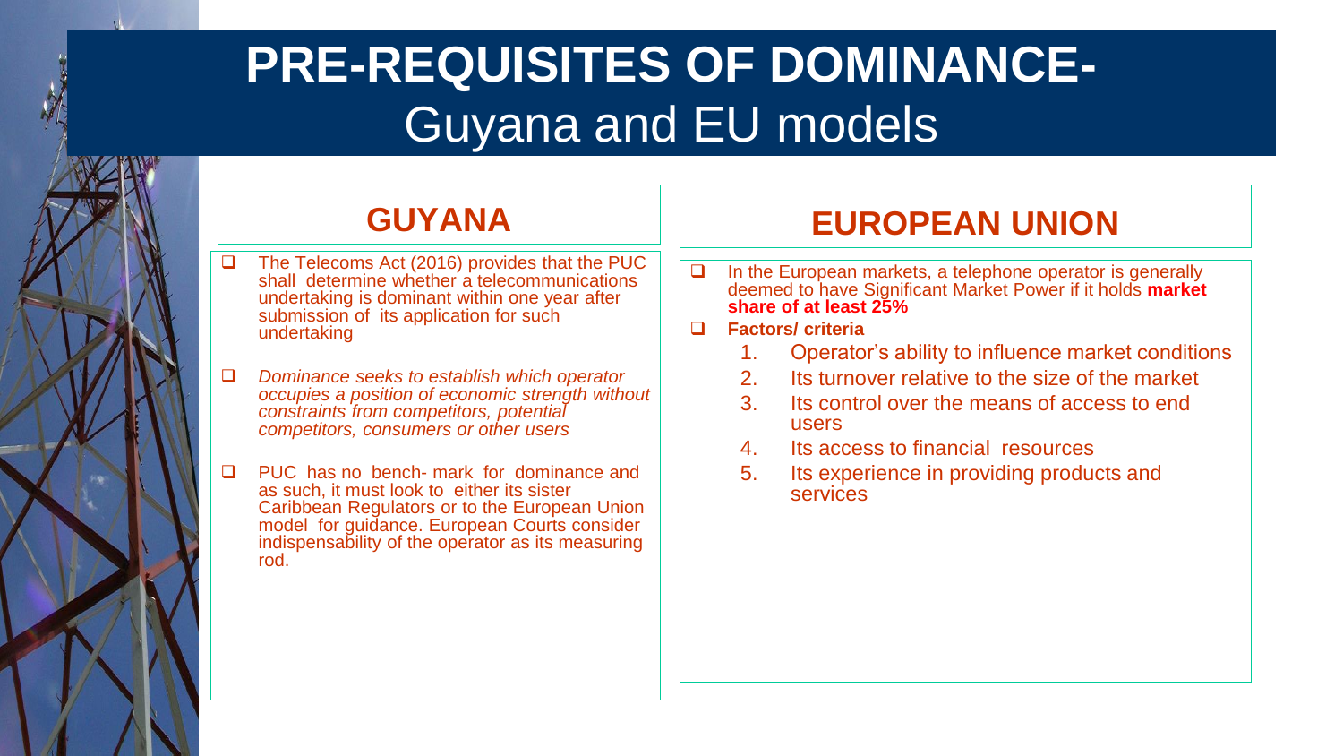# PRE-REQUISITES OF DOMINANCE- Guyana and EU models

## GUYANA

- The Telecoms Act (2016) provides that the PUC shall determine whether a telecommunications undertaking is dominant within one year after submission of its application for such undertaking

- *Dominance seeks to establish which operator occupies a position of economic strength without constraints from competitors, potential competitors, consumers or other users*

- PUC has no bench- mark for dominance and as such, it must look to either its sister Caribbean Regulators or to the European Union model for guidance. European Courts consider indispensability of the operator as its measuring rod.

## EUROPEAN UNION

- In the European markets, a telephone operator is generally deemed to have Significant Market Power if it holds **market share of at least 25%**
- **Factors/ criteria**
  1. Operator's ability to influence market conditions
  2. Its turnover relative to the size of the market
  3. Its control over the means of access to end users
  4. Its access to financial resources
  5. Its experience in providing products and services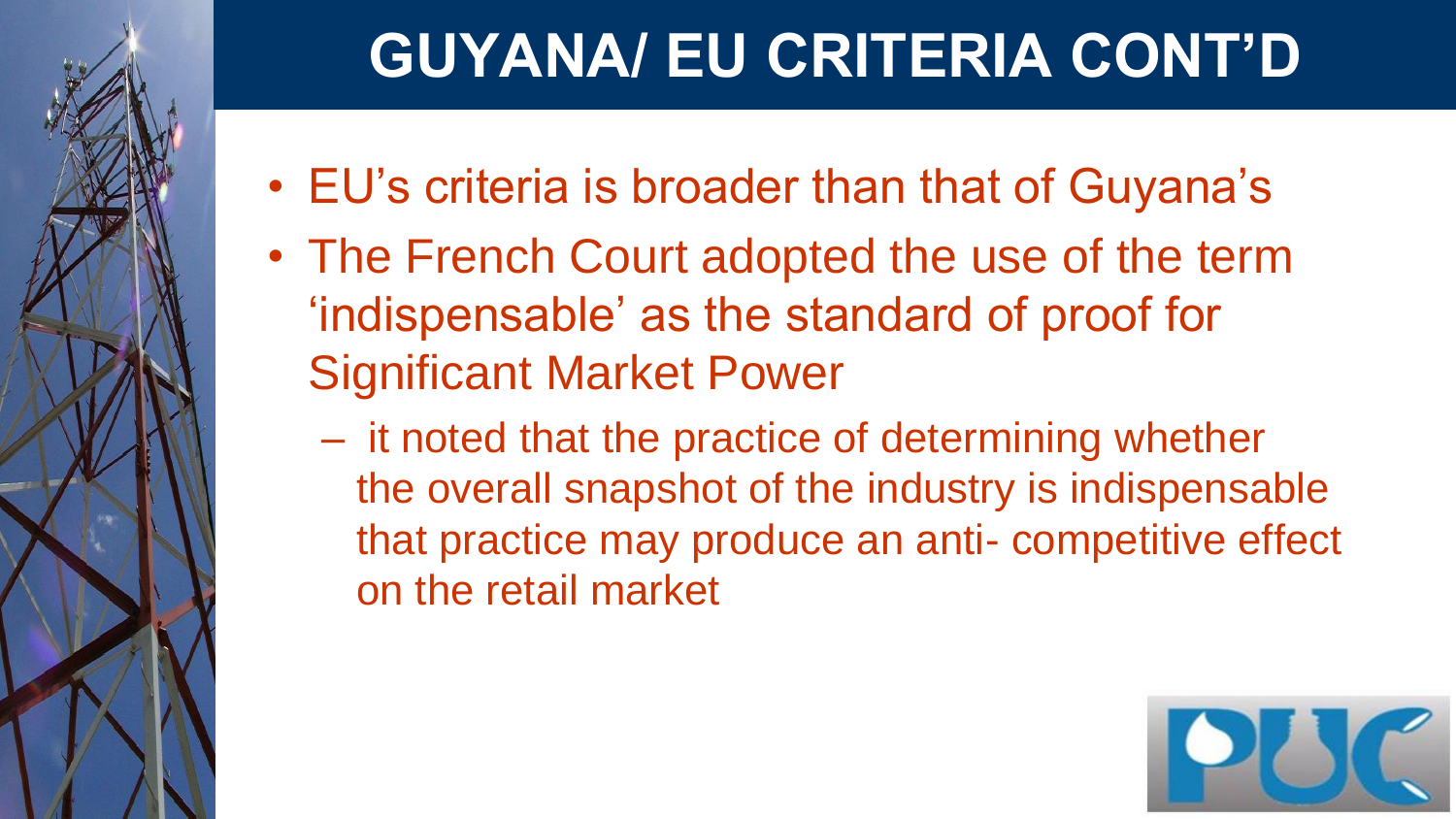# GUYANA/ EU CRITERIA CONT'D

- EU's criteria is broader than that of Guyana's
- The French Court adopted the use of the term 'indispensable' as the standard of proof for Significant Market Power
  - it noted that the practice of determining whether the overall snapshot of the industry is indispensable that practice may produce an anti- competitive effect on the retail market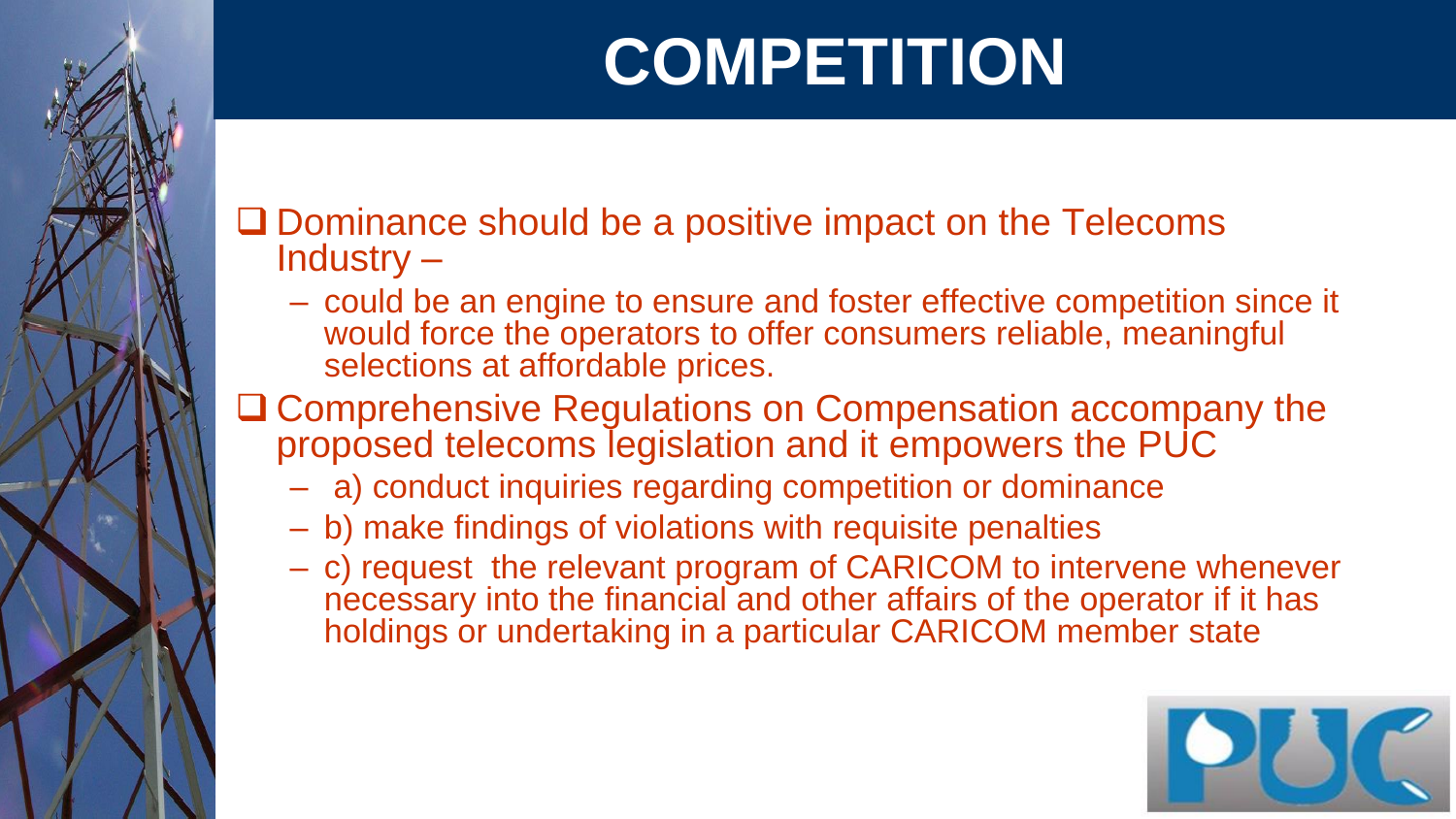# COMPETITION

- Dominance should be a positive impact on the Telecoms Industry –
  - could be an engine to ensure and foster effective competition since it would force the operators to offer consumers reliable, meaningful selections at affordable prices.
- Comprehensive Regulations on Compensation accompany the proposed telecoms legislation and it empowers the PUC
  - a) conduct inquiries regarding competition or dominance
  - b) make findings of violations with requisite penalties
  - c) request the relevant program of CARICOM to intervene whenever necessary into the financial and other affairs of the operator if it has holdings or undertaking in a particular CARICOM member state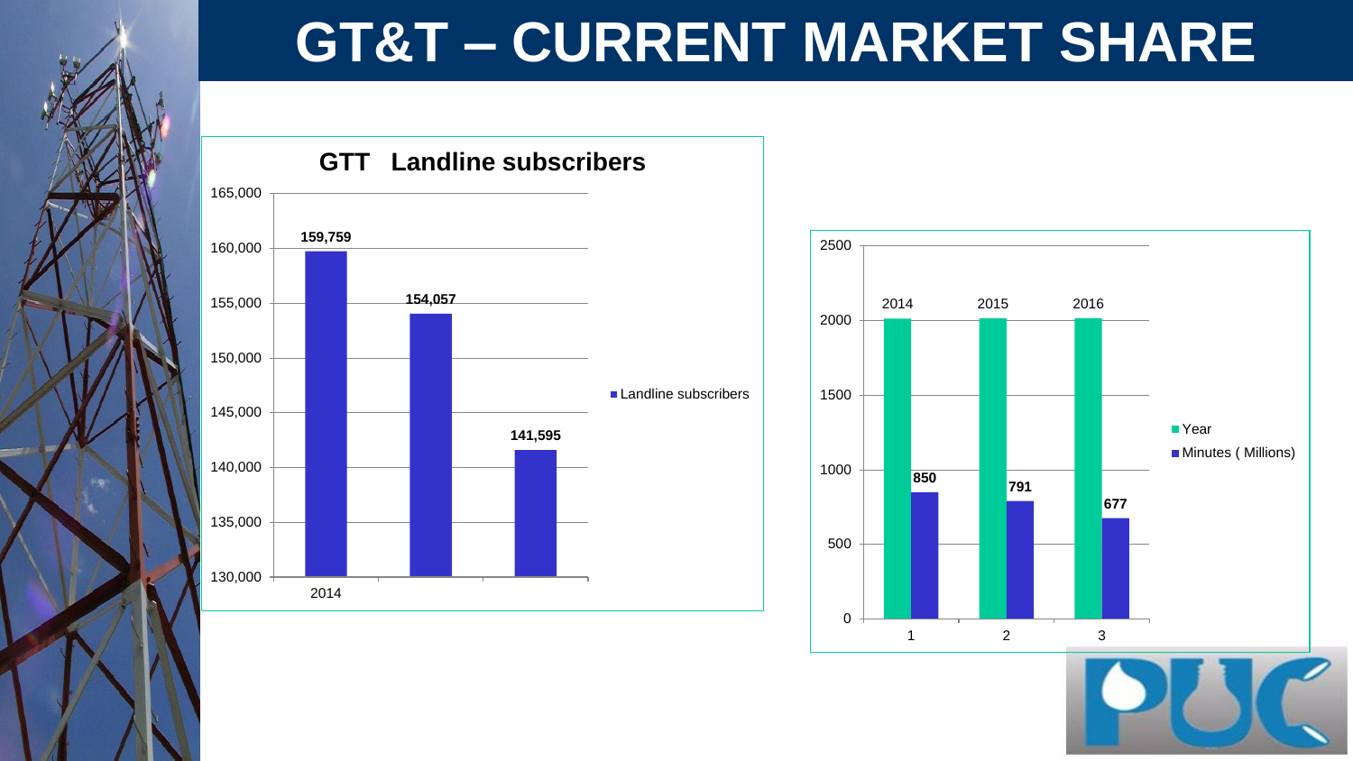# GT&T – CURRENT MARKET SHARE

GTT Landline subscribers

165,000
160,000
155,000
150,000
145,000
140,000
135,000
130,000

159,759
154,057
141,595

2014

Landline subscribers

2500
2000
1500
1000
500
0

2014
2015
2016

850
791
677

1
2
3

Year
Minutes ( Millions)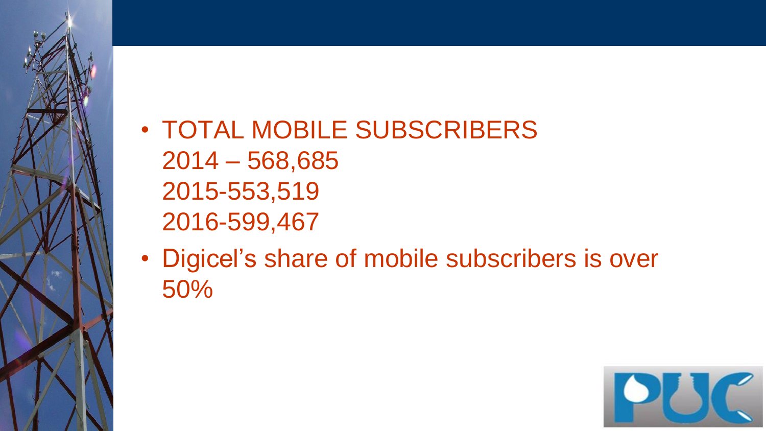- TOTAL MOBILE SUBSCRIBERS
  2014 – 568,685
  2015-553,519
  2016-599,467
- Digicel's share of mobile subscribers is over 50%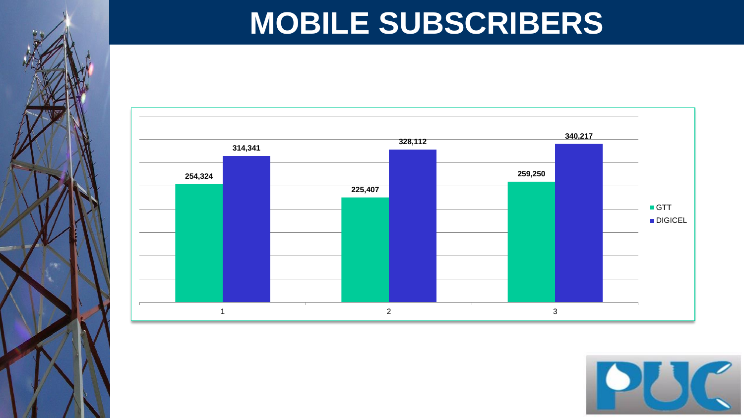# MOBILE SUBSCRIBERS

| | GTT | DIGICEL |
|---|---|---|
| 1 | 254,324 | 314,341 |
| 2 | 225,407 | 328,112 |
| 3 | 259,250 | 340,217 |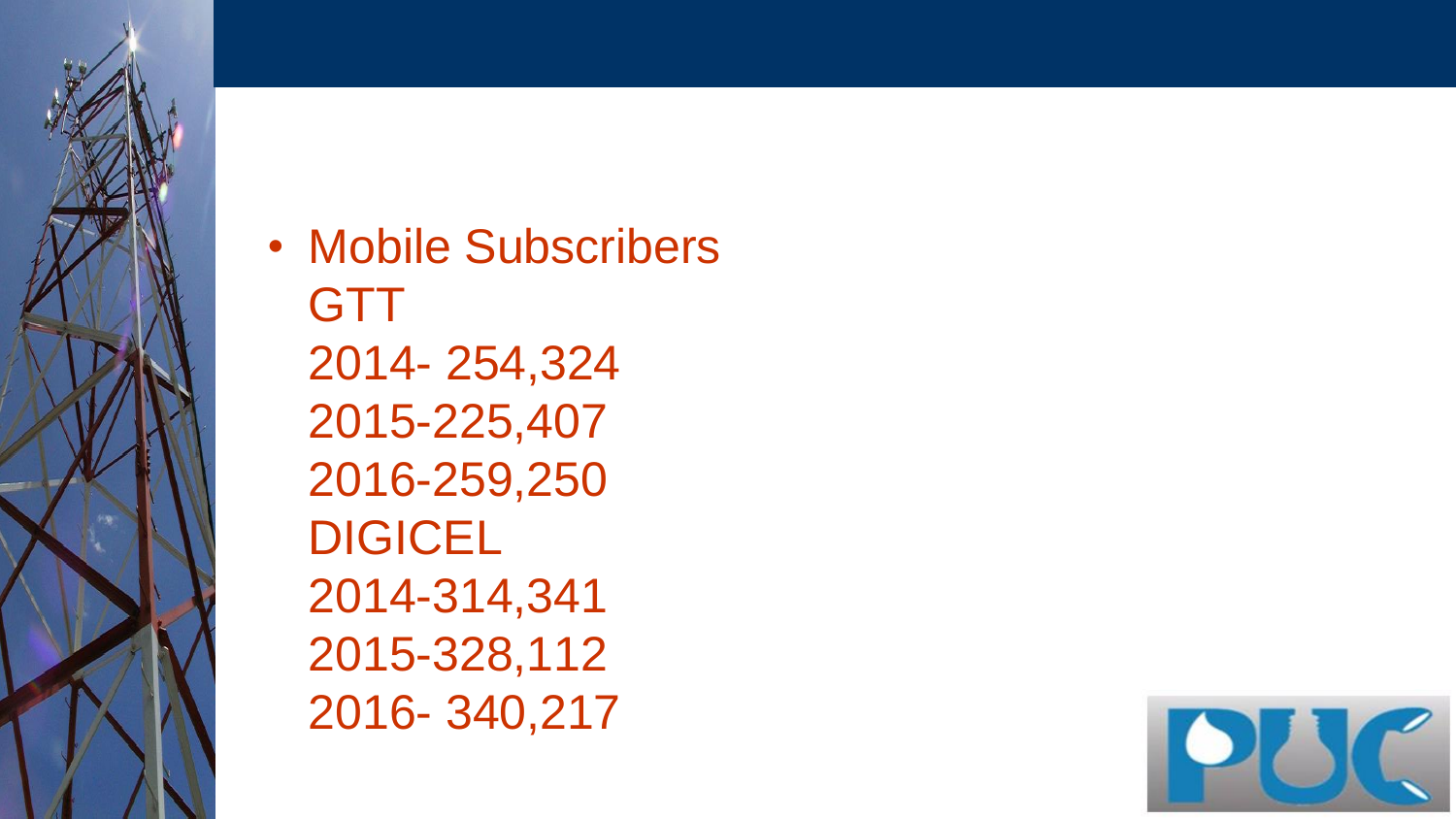- Mobile Subscribers
  GTT
  2014- 254,324
  2015-225,407
  2016-259,250
  DIGICEL
  2014-314,341
  2015-328,112
  2016- 340,217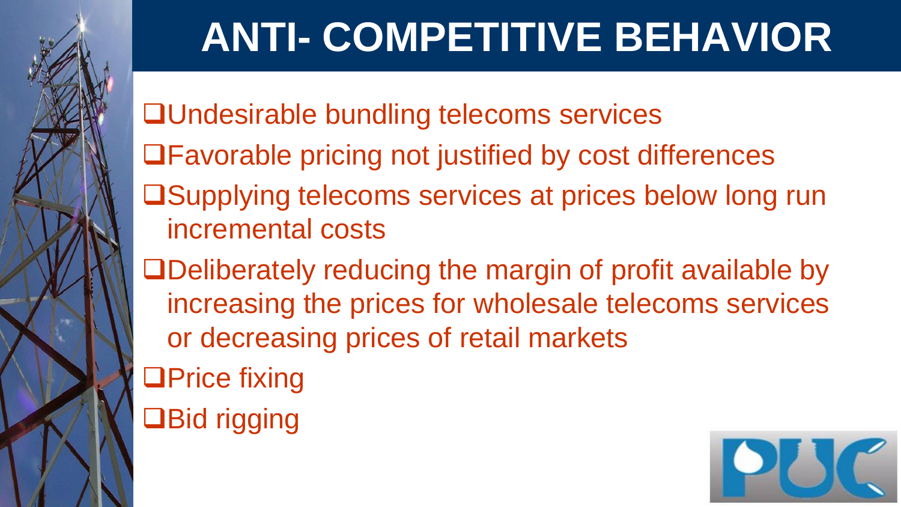# ANTI- COMPETITIVE BEHAVIOR

- Undesirable bundling telecoms services
- Favorable pricing not justified by cost differences
- Supplying telecoms services at prices below long run incremental costs
- Deliberately reducing the margin of profit available by increasing the prices for wholesale telecoms services or decreasing prices of retail markets
- Price fixing
- Bid rigging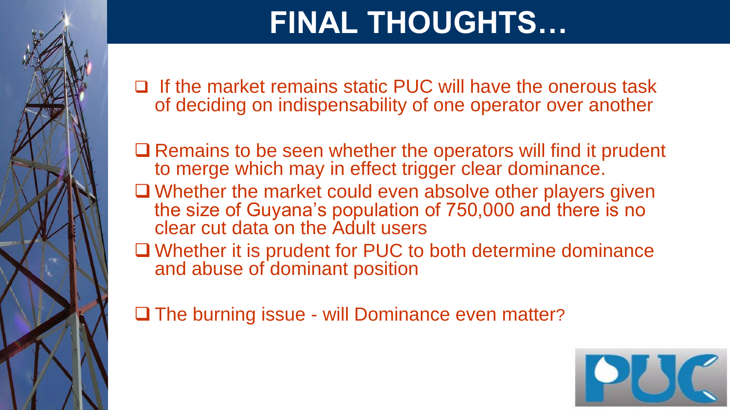# FINAL THOUGHTS…

- If the market remains static PUC will have the onerous task of deciding on indispensability of one operator over another
- Remains to be seen whether the operators will find it prudent to merge which may in effect trigger clear dominance.
- Whether the market could even absolve other players given the size of Guyana's population of 750,000 and there is no clear cut data on the Adult users
- Whether it is prudent for PUC to both determine dominance and abuse of dominant position
- The burning issue - will Dominance even matter?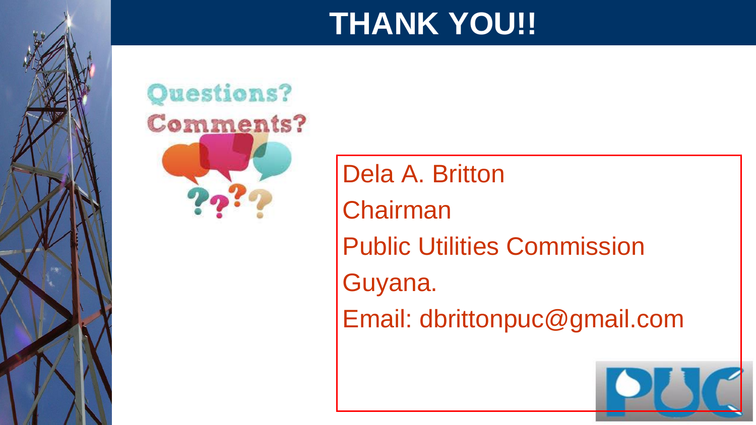# THANK YOU!!

Questions?

Comments?

Dela A. Britton

Chairman

Public Utilities Commission

Guyana.

Email: dbrittonpuc@gmail.com